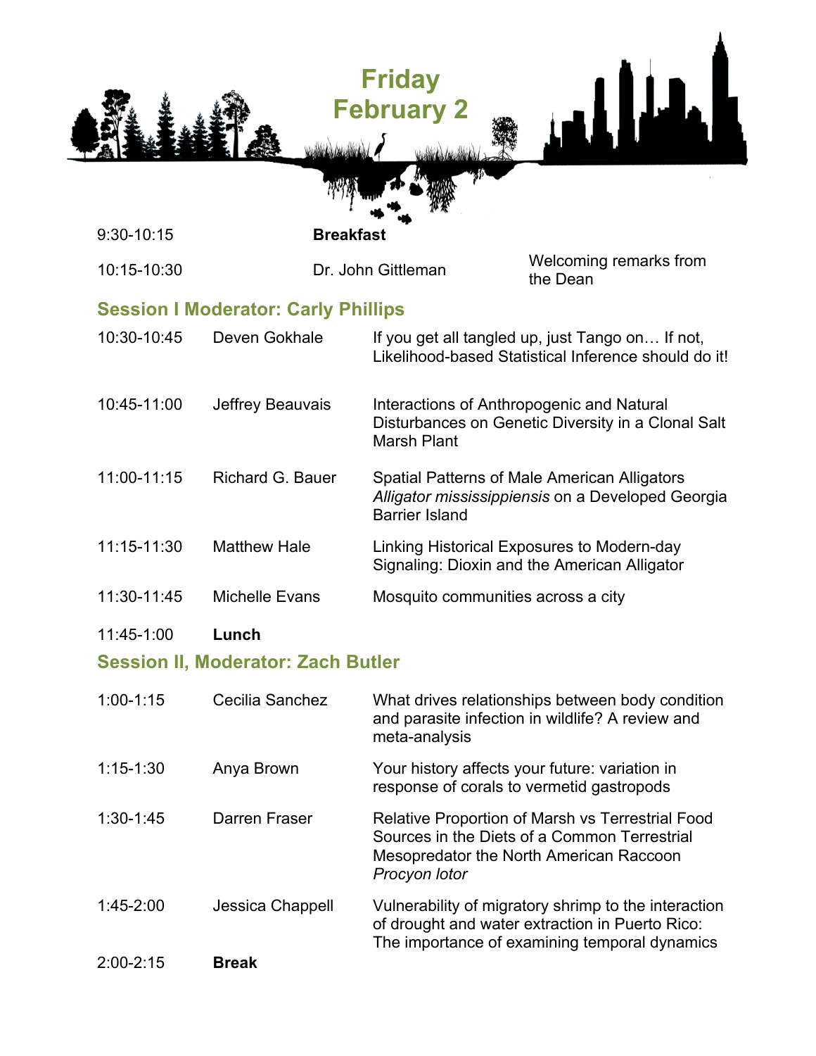# Friday February 2

| | | |
|---|---|---|
| 9:30-10:15 | **Breakfast** | |
| 10:15-10:30 | Dr. John Gittleman | Welcoming remarks from the Dean |

## Session I Moderator: Carly Phillips

| | | |
|---|---|---|
| 10:30-10:45 | Deven Gokhale | If you get all tangled up, just Tango on… If not, Likelihood-based Statistical Inference should do it! |
| 10:45-11:00 | Jeffrey Beauvais | Interactions of Anthropogenic and Natural Disturbances on Genetic Diversity in a Clonal Salt Marsh Plant |
| 11:00-11:15 | Richard G. Bauer | Spatial Patterns of Male American Alligators *Alligator mississippiensis* on a Developed Georgia Barrier Island |
| 11:15-11:30 | Matthew Hale | Linking Historical Exposures to Modern-day Signaling: Dioxin and the American Alligator |
| 11:30-11:45 | Michelle Evans | Mosquito communities across a city |
| 11:45-1:00 | **Lunch** | |

## Session II, Moderator: Zach Butler

| | | |
|---|---|---|
| 1:00-1:15 | Cecilia Sanchez | What drives relationships between body condition and parasite infection in wildlife? A review and meta-analysis |
| 1:15-1:30 | Anya Brown | Your history affects your future: variation in response of corals to vermetid gastropods |
| 1:30-1:45 | Darren Fraser | Relative Proportion of Marsh vs Terrestrial Food Sources in the Diets of a Common Terrestrial Mesopredator the North American Raccoon *Procyon lotor* |
| 1:45-2:00 | Jessica Chappell | Vulnerability of migratory shrimp to the interaction of drought and water extraction in Puerto Rico: The importance of examining temporal dynamics |
| 2:00-2:15 | **Break** | |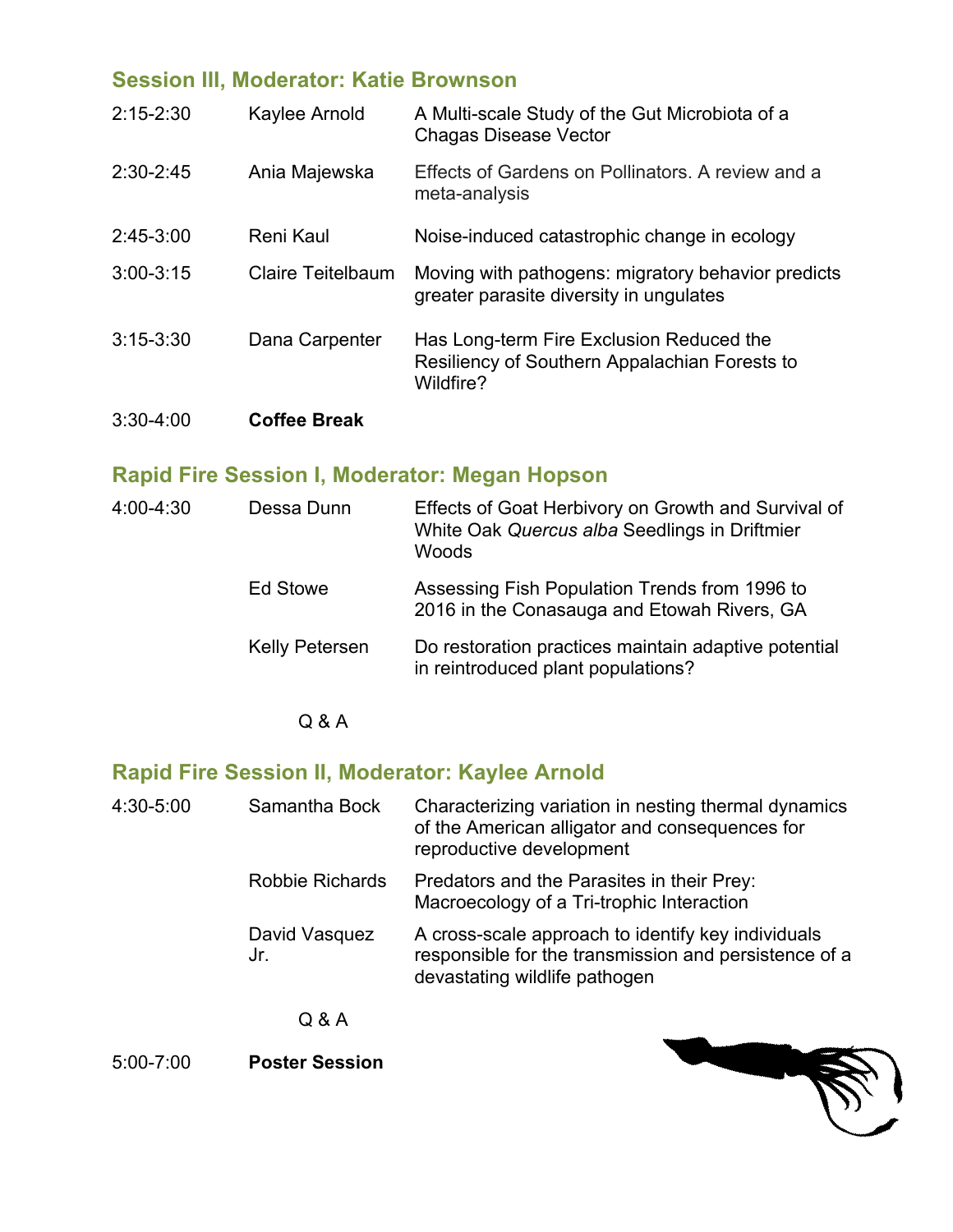## Session III, Moderator: Katie Brownson

| | | |
|---|---|---|
| 2:15-2:30 | Kaylee Arnold | A Multi-scale Study of the Gut Microbiota of a Chagas Disease Vector |
| 2:30-2:45 | Ania Majewska | Effects of Gardens on Pollinators. A review and a meta-analysis |
| 2:45-3:00 | Reni Kaul | Noise-induced catastrophic change in ecology |
| 3:00-3:15 | Claire Teitelbaum | Moving with pathogens: migratory behavior predicts greater parasite diversity in ungulates |
| 3:15-3:30 | Dana Carpenter | Has Long-term Fire Exclusion Reduced the Resiliency of Southern Appalachian Forests to Wildfire? |
| 3:30-4:00 | **Coffee Break** | |

## Rapid Fire Session I, Moderator: Megan Hopson

| | | |
|---|---|---|
| 4:00-4:30 | Dessa Dunn | Effects of Goat Herbivory on Growth and Survival of White Oak *Quercus alba* Seedlings in Driftmier Woods |
| | Ed Stowe | Assessing Fish Population Trends from 1996 to 2016 in the Conasauga and Etowah Rivers, GA |
| | Kelly Petersen | Do restoration practices maintain adaptive potential in reintroduced plant populations? |

Q & A

## Rapid Fire Session II, Moderator: Kaylee Arnold

| | | |
|---|---|---|
| 4:30-5:00 | Samantha Bock | Characterizing variation in nesting thermal dynamics of the American alligator and consequences for reproductive development |
| | Robbie Richards | Predators and the Parasites in their Prey: Macroecology of a Tri-trophic Interaction |
| | David Vasquez Jr. | A cross-scale approach to identify key individuals responsible for the transmission and persistence of a devastating wildlife pathogen |

Q & A

5:00-7:00 **Poster Session**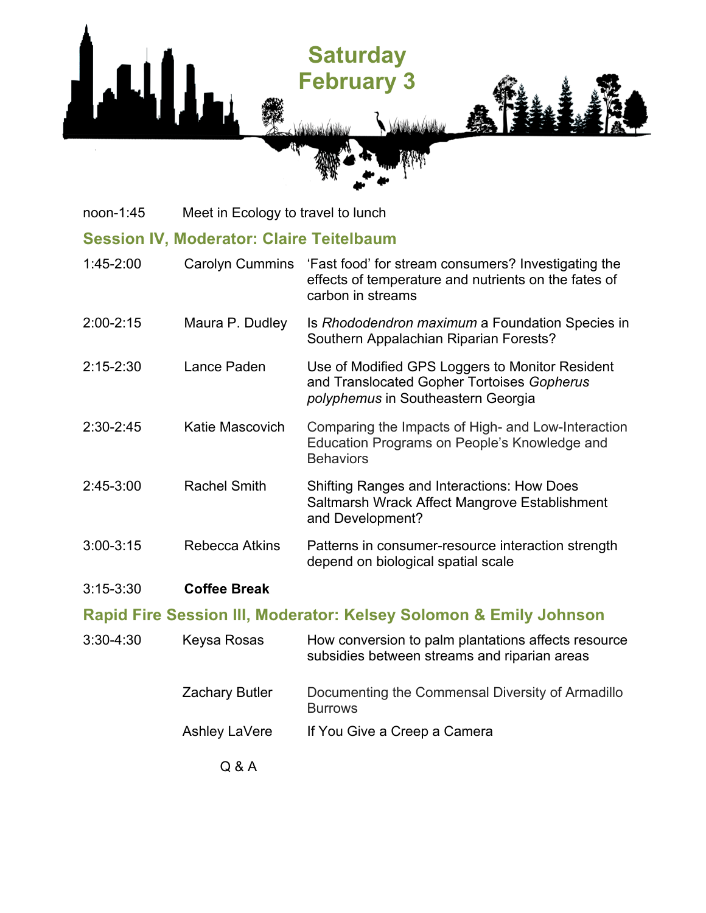# Saturday February 3

| | | |
|---|---|---|
| noon-1:45 | Meet in Ecology to travel to lunch | |

## Session IV, Moderator: Claire Teitelbaum

| | | |
|---|---|---|
| 1:45-2:00 | Carolyn Cummins | 'Fast food' for stream consumers? Investigating the effects of temperature and nutrients on the fates of carbon in streams |
| 2:00-2:15 | Maura P. Dudley | Is *Rhododendron maximum* a Foundation Species in Southern Appalachian Riparian Forests? |
| 2:15-2:30 | Lance Paden | Use of Modified GPS Loggers to Monitor Resident and Translocated Gopher Tortoises *Gopherus polyphemus* in Southeastern Georgia |
| 2:30-2:45 | Katie Mascovich | Comparing the Impacts of High- and Low-Interaction Education Programs on People's Knowledge and Behaviors |
| 2:45-3:00 | Rachel Smith | Shifting Ranges and Interactions: How Does Saltmarsh Wrack Affect Mangrove Establishment and Development? |
| 3:00-3:15 | Rebecca Atkins | Patterns in consumer-resource interaction strength depend on biological spatial scale |
| 3:15-3:30 | **Coffee Break** | |

## Rapid Fire Session III, Moderator: Kelsey Solomon & Emily Johnson

| | | |
|---|---|---|
| 3:30-4:30 | Keysa Rosas | How conversion to palm plantations affects resource subsidies between streams and riparian areas |
| | Zachary Butler | Documenting the Commensal Diversity of Armadillo Burrows |
| | Ashley LaVere | If You Give a Creep a Camera |
| | Q & A | |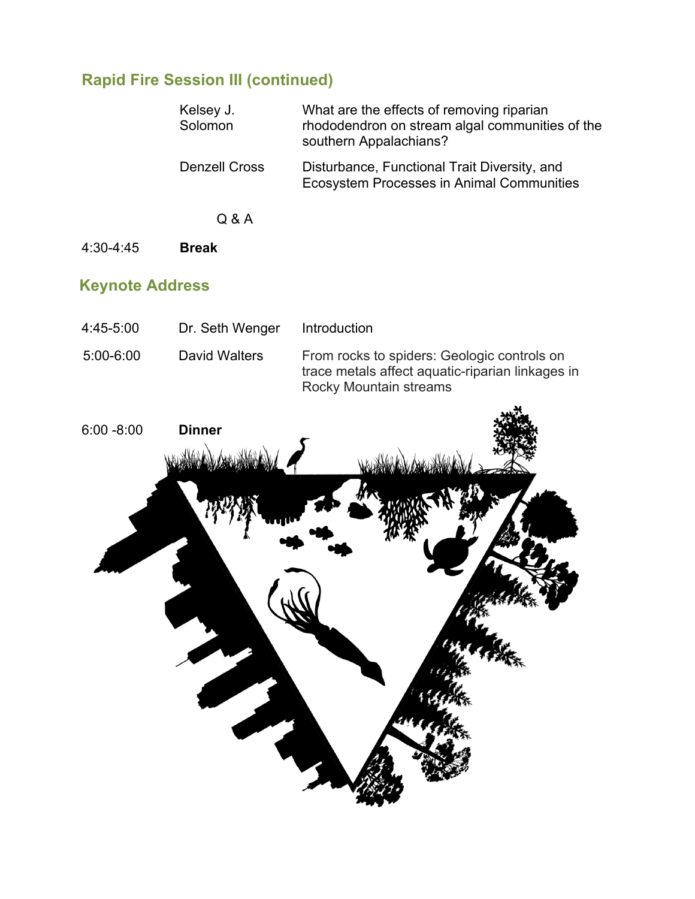## Rapid Fire Session III (continued)

| | | |
|---|---|---|
| | Kelsey J. Solomon | What are the effects of removing riparian rhododendron on stream algal communities of the southern Appalachians? |
| | Denzell Cross | Disturbance, Functional Trait Diversity, and Ecosystem Processes in Animal Communities |
| | Q & A | |
| 4:30-4:45 | **Break** | |

## Keynote Address

| | | |
|---|---|---|
| 4:45-5:00 | Dr. Seth Wenger | Introduction |
| 5:00-6:00 | David Walters | From rocks to spiders: Geologic controls on trace metals affect aquatic-riparian linkages in Rocky Mountain streams |
| 6:00 -8:00 | **Dinner** | |